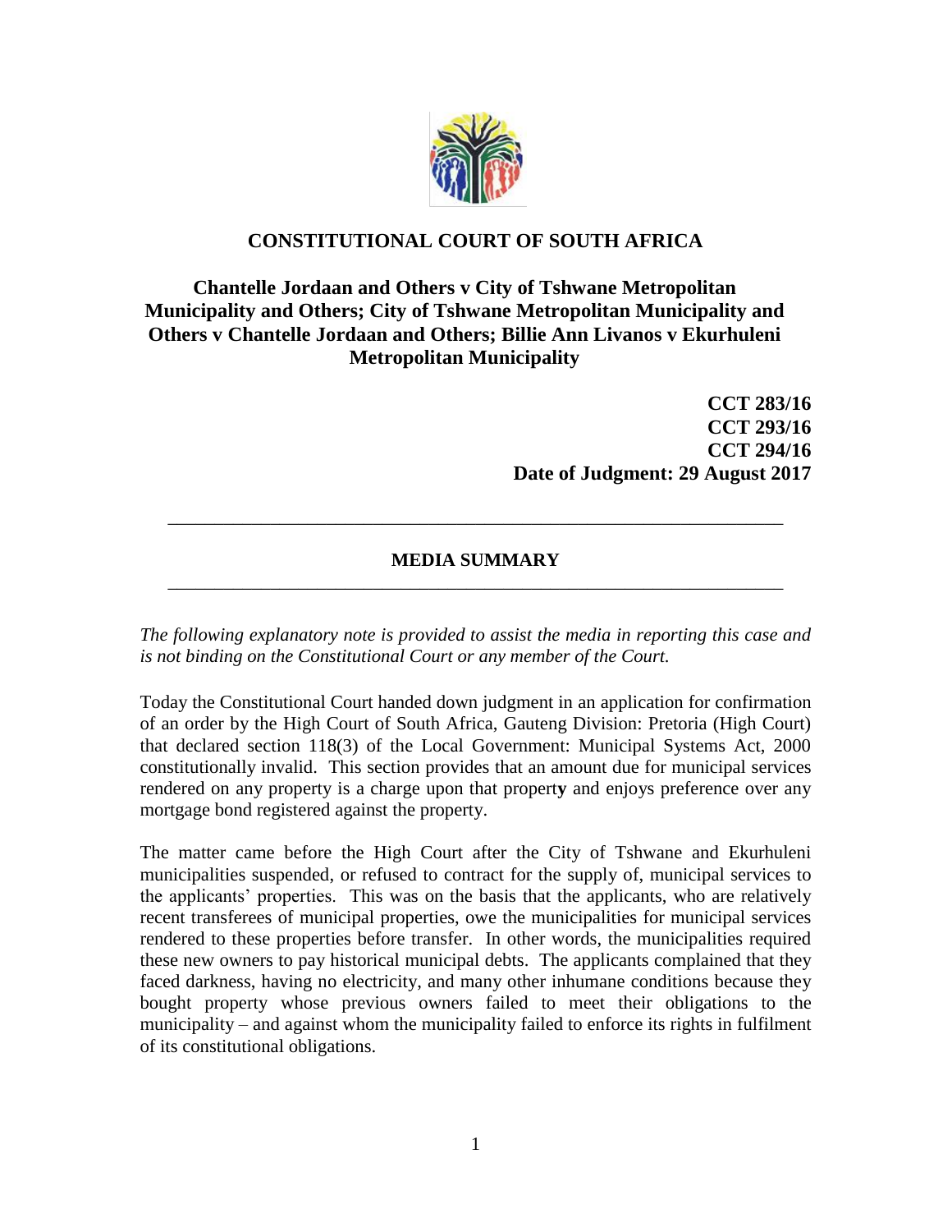# CONSTITUTIONAL COURT OF SOUTH AFRICA

## Chantelle Jordaan and Others v City of Tshwane Metropolitan Municipality and Others; City of Tshwane Metropolitan Municipality and Others v Chantelle Jordaan and Others; Billie Ann Livanos v Ekurhuleni Metropolitan Municipality

**CCT 283/16**
**CCT 293/16**
**CCT 294/16**
**Date of Judgment: 29 August 2017**

---

## MEDIA SUMMARY

---

*The following explanatory note is provided to assist the media in reporting this case and is not binding on the Constitutional Court or any member of the Court.*

Today the Constitutional Court handed down judgment in an application for confirmation of an order by the High Court of South Africa, Gauteng Division: Pretoria (High Court) that declared section 118(3) of the Local Government: Municipal Systems Act, 2000 constitutionally invalid. This section provides that an amount due for municipal services rendered on any property is a charge upon that property and enjoys preference over any mortgage bond registered against the property.

The matter came before the High Court after the City of Tshwane and Ekurhuleni municipalities suspended, or refused to contract for the supply of, municipal services to the applicants' properties. This was on the basis that the applicants, who are relatively recent transferees of municipal properties, owe the municipalities for municipal services rendered to these properties before transfer. In other words, the municipalities required these new owners to pay historical municipal debts. The applicants complained that they faced darkness, having no electricity, and many other inhumane conditions because they bought property whose previous owners failed to meet their obligations to the municipality – and against whom the municipality failed to enforce its rights in fulfilment of its constitutional obligations.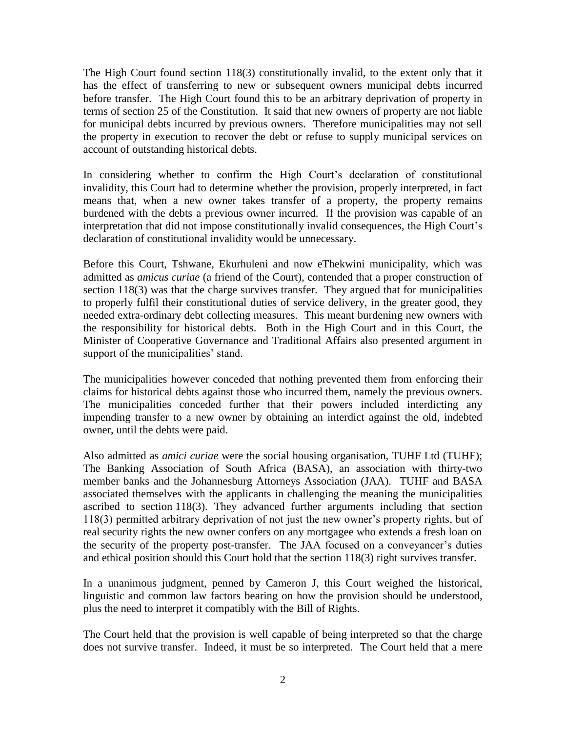The High Court found section 118(3) constitutionally invalid, to the extent only that it has the effect of transferring to new or subsequent owners municipal debts incurred before transfer. The High Court found this to be an arbitrary deprivation of property in terms of section 25 of the Constitution. It said that new owners of property are not liable for municipal debts incurred by previous owners. Therefore municipalities may not sell the property in execution to recover the debt or refuse to supply municipal services on account of outstanding historical debts.

In considering whether to confirm the High Court's declaration of constitutional invalidity, this Court had to determine whether the provision, properly interpreted, in fact means that, when a new owner takes transfer of a property, the property remains burdened with the debts a previous owner incurred. If the provision was capable of an interpretation that did not impose constitutionally invalid consequences, the High Court's declaration of constitutional invalidity would be unnecessary.

Before this Court, Tshwane, Ekurhuleni and now eThekwini municipality, which was admitted as *amicus curiae* (a friend of the Court), contended that a proper construction of section 118(3) was that the charge survives transfer. They argued that for municipalities to properly fulfil their constitutional duties of service delivery, in the greater good, they needed extra-ordinary debt collecting measures. This meant burdening new owners with the responsibility for historical debts. Both in the High Court and in this Court, the Minister of Cooperative Governance and Traditional Affairs also presented argument in support of the municipalities' stand.

The municipalities however conceded that nothing prevented them from enforcing their claims for historical debts against those who incurred them, namely the previous owners. The municipalities conceded further that their powers included interdicting any impending transfer to a new owner by obtaining an interdict against the old, indebted owner, until the debts were paid.

Also admitted as *amici curiae* were the social housing organisation, TUHF Ltd (TUHF); The Banking Association of South Africa (BASA), an association with thirty-two member banks and the Johannesburg Attorneys Association (JAA). TUHF and BASA associated themselves with the applicants in challenging the meaning the municipalities ascribed to section 118(3). They advanced further arguments including that section 118(3) permitted arbitrary deprivation of not just the new owner's property rights, but of real security rights the new owner confers on any mortgagee who extends a fresh loan on the security of the property post-transfer. The JAA focused on a conveyancer's duties and ethical position should this Court hold that the section 118(3) right survives transfer.

In a unanimous judgment, penned by Cameron J, this Court weighed the historical, linguistic and common law factors bearing on how the provision should be understood, plus the need to interpret it compatibly with the Bill of Rights.

The Court held that the provision is well capable of being interpreted so that the charge does not survive transfer. Indeed, it must be so interpreted. The Court held that a mere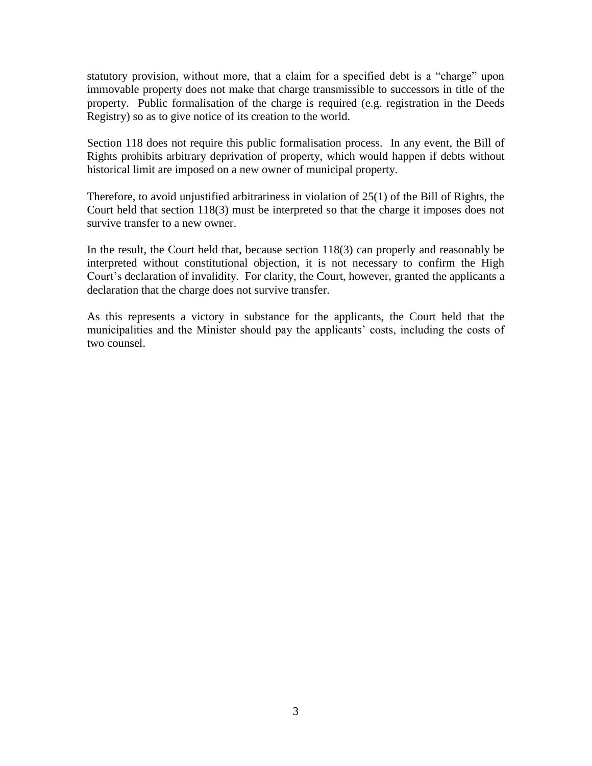statutory provision, without more, that a claim for a specified debt is a "charge" upon immovable property does not make that charge transmissible to successors in title of the property. Public formalisation of the charge is required (e.g. registration in the Deeds Registry) so as to give notice of its creation to the world.

Section 118 does not require this public formalisation process. In any event, the Bill of Rights prohibits arbitrary deprivation of property, which would happen if debts without historical limit are imposed on a new owner of municipal property.

Therefore, to avoid unjustified arbitrariness in violation of 25(1) of the Bill of Rights, the Court held that section 118(3) must be interpreted so that the charge it imposes does not survive transfer to a new owner.

In the result, the Court held that, because section 118(3) can properly and reasonably be interpreted without constitutional objection, it is not necessary to confirm the High Court's declaration of invalidity. For clarity, the Court, however, granted the applicants a declaration that the charge does not survive transfer.

As this represents a victory in substance for the applicants, the Court held that the municipalities and the Minister should pay the applicants' costs, including the costs of two counsel.